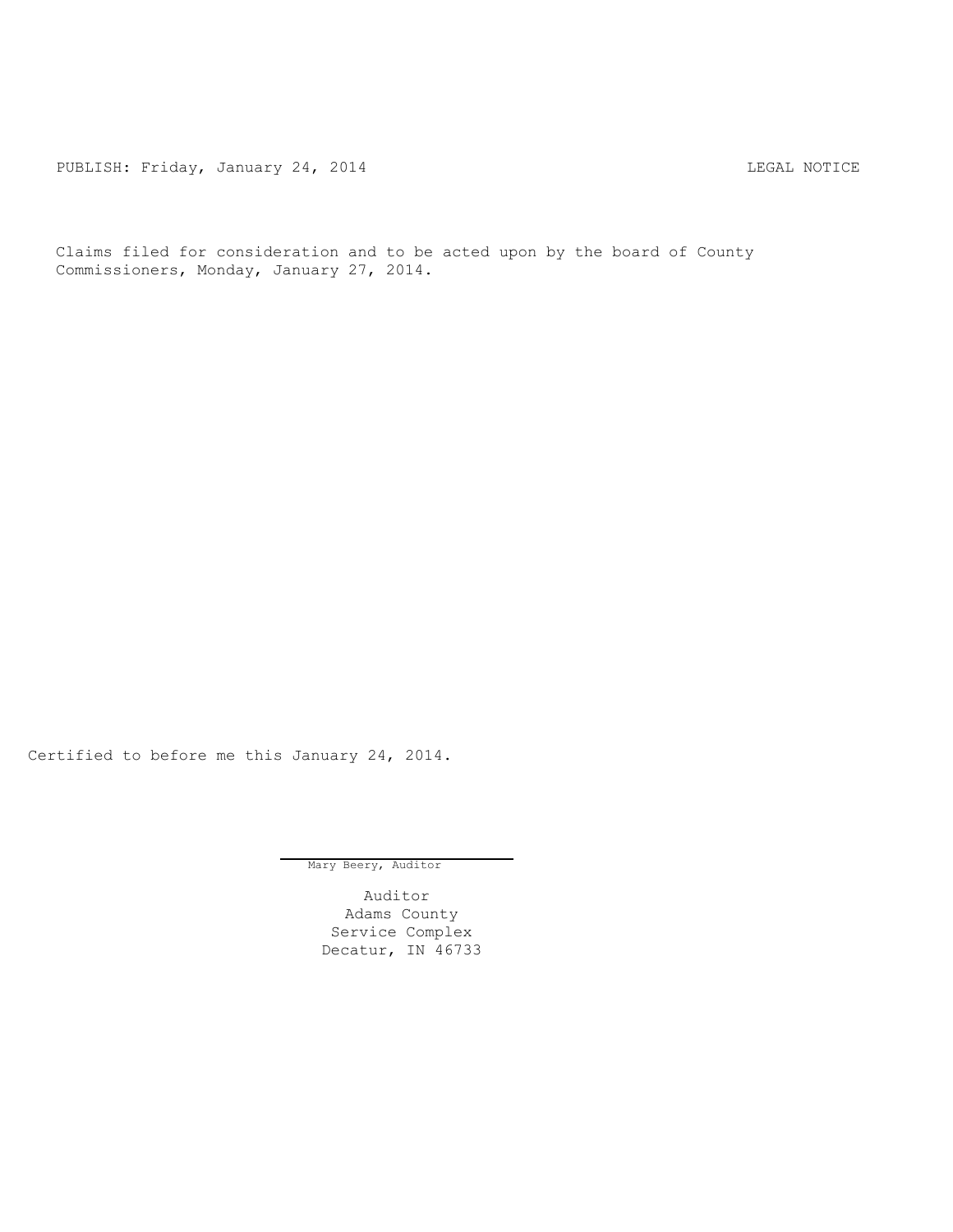PUBLISH: Friday, January 24, 2014 LEGAL NOTICE

Claims filed for consideration and to be acted upon by the board of County Commissioners, Monday, January 27, 2014.

Certified to before me this January 24, 2014.

Mary Beery, Auditor

Auditor
Adams County
Service Complex
Decatur, IN 46733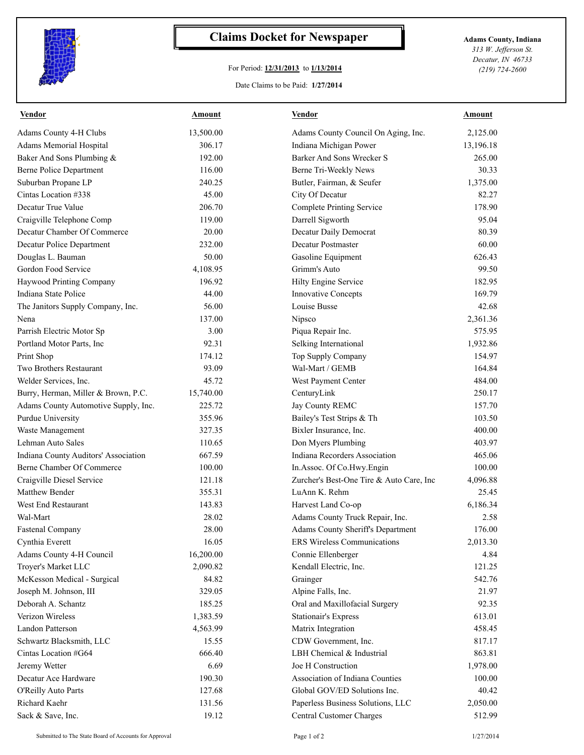# Claims Docket for Newspaper

For Period: **12/31/2013** to **1/13/2014**

Date Claims to be Paid: **1/27/2014**

**Adams County, Indiana**
*313 W. Jefferson St.*
*Decatur, IN 46733*
*(219) 724-2600*

| Vendor | Amount | Vendor | Amount |
|---|---|---|---|
| Adams County 4-H Clubs | 13,500.00 | Adams County Council On Aging, Inc. | 2,125.00 |
| Adams Memorial Hospital | 306.17 | Indiana Michigan Power | 13,196.18 |
| Baker And Sons Plumbing & | 192.00 | Barker And Sons Wrecker S | 265.00 |
| Berne Police Department | 116.00 | Berne Tri-Weekly News | 30.33 |
| Suburban Propane LP | 240.25 | Butler, Fairman, & Seufer | 1,375.00 |
| Cintas Location #338 | 45.00 | City Of Decatur | 82.27 |
| Decatur True Value | 206.70 | Complete Printing Service | 178.90 |
| Craigville Telephone Comp | 119.00 | Darrell Sigworth | 95.04 |
| Decatur Chamber Of Commerce | 20.00 | Decatur Daily Democrat | 80.39 |
| Decatur Police Department | 232.00 | Decatur Postmaster | 60.00 |
| Douglas L. Bauman | 50.00 | Gasoline Equipment | 626.43 |
| Gordon Food Service | 4,108.95 | Grimm's Auto | 99.50 |
| Haywood Printing Company | 196.92 | Hilty Engine Service | 182.95 |
| Indiana State Police | 44.00 | Innovative Concepts | 169.79 |
| The Janitors Supply Company, Inc. | 56.00 | Louise Busse | 42.68 |
| Nena | 137.00 | Nipsco | 2,361.36 |
| Parrish Electric Motor Sp | 3.00 | Piqua Repair Inc. | 575.95 |
| Portland Motor Parts, Inc | 92.31 | Selking International | 1,932.86 |
| Print Shop | 174.12 | Top Supply Company | 154.97 |
| Two Brothers Restaurant | 93.09 | Wal-Mart / GEMB | 164.84 |
| Welder Services, Inc. | 45.72 | West Payment Center | 484.00 |
| Burry, Herman, Miller & Brown, P.C. | 15,740.00 | CenturyLink | 250.17 |
| Adams County Automotive Supply, Inc. | 225.72 | Jay County REMC | 157.70 |
| Purdue University | 355.96 | Bailey's Test Strips & Th | 103.50 |
| Waste Management | 327.35 | Bixler Insurance, Inc. | 400.00 |
| Lehman Auto Sales | 110.65 | Don Myers Plumbing | 403.97 |
| Indiana County Auditors' Association | 667.59 | Indiana Recorders Association | 465.06 |
| Berne Chamber Of Commerce | 100.00 | In.Assoc. Of Co.Hwy.Engin | 100.00 |
| Craigville Diesel Service | 121.18 | Zurcher's Best-One Tire & Auto Care, Inc | 4,096.88 |
| Matthew Bender | 355.31 | LuAnn K. Rehm | 25.45 |
| West End Restaurant | 143.83 | Harvest Land Co-op | 6,186.34 |
| Wal-Mart | 28.02 | Adams County Truck Repair, Inc. | 2.58 |
| Fastenal Company | 28.00 | Adams County Sheriff's Department | 176.00 |
| Cynthia Everett | 16.05 | ERS Wireless Communications | 2,013.30 |
| Adams County 4-H Council | 16,200.00 | Connie Ellenberger | 4.84 |
| Troyer's Market LLC | 2,090.82 | Kendall Electric, Inc. | 121.25 |
| McKesson Medical - Surgical | 84.82 | Grainger | 542.76 |
| Joseph M. Johnson, III | 329.05 | Alpine Falls, Inc. | 21.97 |
| Deborah A. Schantz | 185.25 | Oral and Maxillofacial Surgery | 92.35 |
| Verizon Wireless | 1,383.59 | Stationair's Express | 613.01 |
| Landon Patterson | 4,563.99 | Matrix Integration | 458.45 |
| Schwartz Blacksmith, LLC | 15.55 | CDW Government, Inc. | 817.17 |
| Cintas Location #G64 | 666.40 | LBH Chemical & Industrial | 863.81 |
| Jeremy Wetter | 6.69 | Joe H Construction | 1,978.00 |
| Decatur Ace Hardware | 190.30 | Association of Indiana Counties | 100.00 |
| O'Reilly Auto Parts | 127.68 | Global GOV/ED Solutions Inc. | 40.42 |
| Richard Kaehr | 131.56 | Paperless Business Solutions, LLC | 2,050.00 |
| Sack & Save, Inc. | 19.12 | Central Customer Charges | 512.99 |

Submitted to The State Board of Accounts for Approval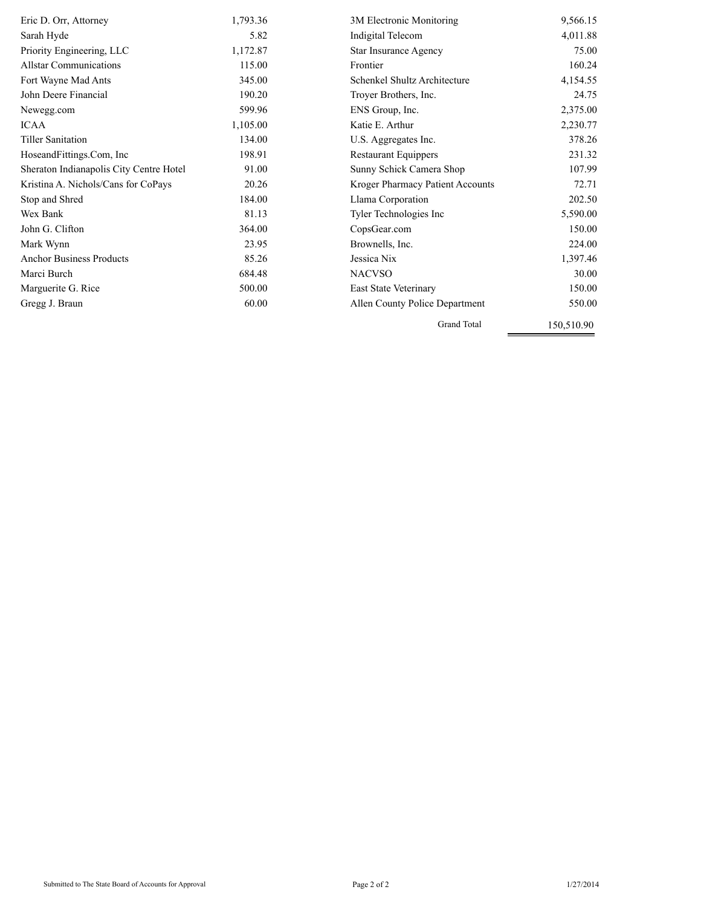| | |
|---|---|
| Eric D. Orr, Attorney | 1,793.36 |
| Sarah Hyde | 5.82 |
| Priority Engineering, LLC | 1,172.87 |
| Allstar Communications | 115.00 |
| Fort Wayne Mad Ants | 345.00 |
| John Deere Financial | 190.20 |
| Newegg.com | 599.96 |
| ICAA | 1,105.00 |
| Tiller Sanitation | 134.00 |
| HoseandFittings.Com, Inc | 198.91 |
| Sheraton Indianapolis City Centre Hotel | 91.00 |
| Kristina A. Nichols/Cans for CoPays | 20.26 |
| Stop and Shred | 184.00 |
| Wex Bank | 81.13 |
| John G. Clifton | 364.00 |
| Mark Wynn | 23.95 |
| Anchor Business Products | 85.26 |
| Marci Burch | 684.48 |
| Marguerite G. Rice | 500.00 |
| Gregg J. Braun | 60.00 |
| 3M Electronic Monitoring | 9,566.15 |
| Indigital Telecom | 4,011.88 |
| Star Insurance Agency | 75.00 |
| Frontier | 160.24 |
| Schenkel Shultz Architecture | 4,154.55 |
| Troyer Brothers, Inc. | 24.75 |
| ENS Group, Inc. | 2,375.00 |
| Katie E. Arthur | 2,230.77 |
| U.S. Aggregates Inc. | 378.26 |
| Restaurant Equippers | 231.32 |
| Sunny Schick Camera Shop | 107.99 |
| Kroger Pharmacy Patient Accounts | 72.71 |
| Llama Corporation | 202.50 |
| Tyler Technologies Inc | 5,590.00 |
| CopsGear.com | 150.00 |
| Brownells, Inc. | 224.00 |
| Jessica Nix | 1,397.46 |
| NACVSO | 30.00 |
| East State Veterinary | 150.00 |
| Allen County Police Department | 550.00 |
| Grand Total | 150,510.90 |

Submitted to The State Board of Accounts for Approval

1/27/2014